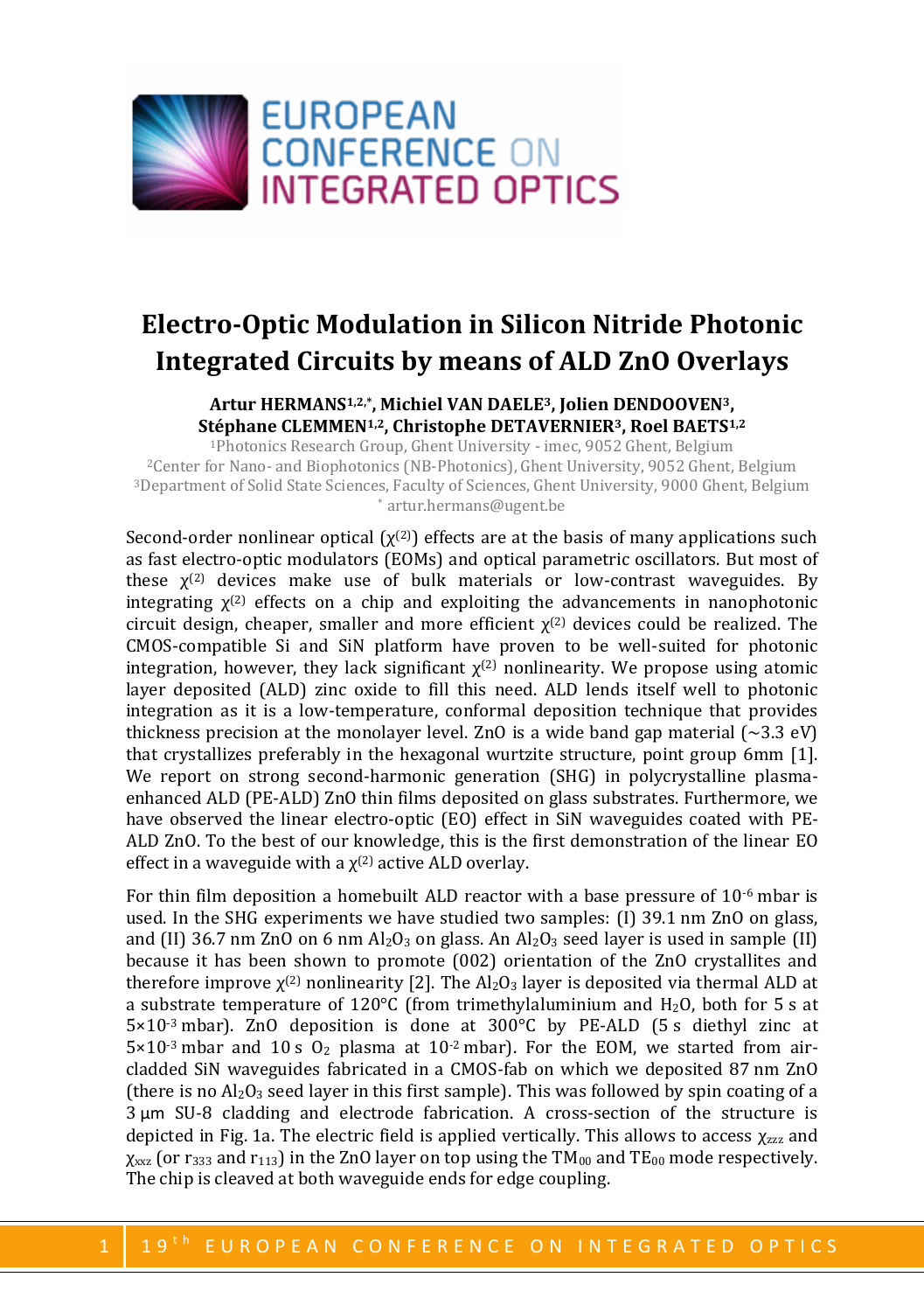# Electro-Optic Modulation in Silicon Nitride Photonic Integrated Circuits by means of ALD ZnO Overlays

**Artur HERMANS[1,2,*], Michiel VAN DAELE[3], Jolien DENDOOVEN[3], Stéphane CLEMMEN[1,2], Christophe DETAVERNIER[3], Roel BAETS[1,2]**

[1]Photonics Research Group, Ghent University - imec, 9052 Ghent, Belgium
[2]Center for Nano- and Biophotonics (NB-Photonics), Ghent University, 9052 Ghent, Belgium
[3]Department of Solid State Sciences, Faculty of Sciences, Ghent University, 9000 Ghent, Belgium
[*] artur.hermans@ugent.be

Second-order nonlinear optical ($\chi^{(2)}$) effects are at the basis of many applications such as fast electro-optic modulators (EOMs) and optical parametric oscillators. But most of these $\chi^{(2)}$ devices make use of bulk materials or low-contrast waveguides. By integrating $\chi^{(2)}$ effects on a chip and exploiting the advancements in nanophotonic circuit design, cheaper, smaller and more efficient $\chi^{(2)}$ devices could be realized. The CMOS-compatible Si and SiN platform have proven to be well-suited for photonic integration, however, they lack significant $\chi^{(2)}$ nonlinearity. We propose using atomic layer deposited (ALD) zinc oxide to fill this need. ALD lends itself well to photonic integration as it is a low-temperature, conformal deposition technique that provides thickness precision at the monolayer level. ZnO is a wide band gap material (~3.3 eV) that crystallizes preferably in the hexagonal wurtzite structure, point group 6mm [1]. We report on strong second-harmonic generation (SHG) in polycrystalline plasma-enhanced ALD (PE-ALD) ZnO thin films deposited on glass substrates. Furthermore, we have observed the linear electro-optic (EO) effect in SiN waveguides coated with PE-ALD ZnO. To the best of our knowledge, this is the first demonstration of the linear EO effect in a waveguide with a $\chi^{(2)}$ active ALD overlay.

For thin film deposition a homebuilt ALD reactor with a base pressure of $10^{-6}$ mbar is used. In the SHG experiments we have studied two samples: (I) 39.1 nm ZnO on glass, and (II) 36.7 nm ZnO on 6 nm $Al_2O_3$ on glass. An $Al_2O_3$ seed layer is used in sample (II) because it has been shown to promote (002) orientation of the ZnO crystallites and therefore improve $\chi^{(2)}$ nonlinearity [2]. The $Al_2O_3$ layer is deposited via thermal ALD at a substrate temperature of 120°C (from trimethylaluminium and $H_2O$, both for 5 s at $5\times10^{-3}$ mbar). ZnO deposition is done at 300°C by PE-ALD (5 s diethyl zinc at $5\times10^{-3}$ mbar and 10 s $O_2$ plasma at $10^{-2}$ mbar). For the EOM, we started from air-cladded SiN waveguides fabricated in a CMOS-fab on which we deposited 87 nm ZnO (there is no $Al_2O_3$ seed layer in this first sample). This was followed by spin coating of a 3 µm SU-8 cladding and electrode fabrication. A cross-section of the structure is depicted in Fig. 1a. The electric field is applied vertically. This allows to access $\chi_{zzz}$ and $\chi_{xxz}$ (or $r_{333}$ and $r_{113}$) in the ZnO layer on top using the $TM_{00}$ and $TE_{00}$ mode respectively. The chip is cleaved at both waveguide ends for edge coupling.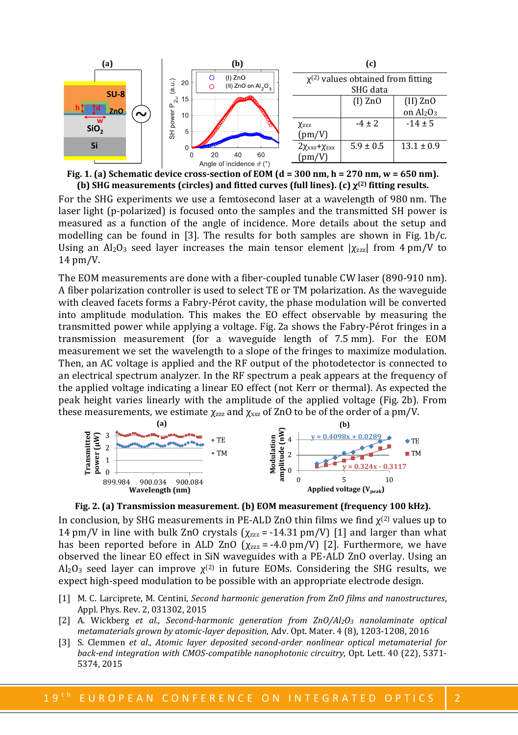(a)

SU-8

h d ZnO

w

$SiO_2$

Si

(b)

SH power $P_{2\omega}$ (a.u.)

20

15

10

5

0

0 20 40 60

Angle of incidence $\vartheta$ (°)

(I) ZnO

(II) ZnO on $Al_2O_3$

(c)

| $\chi^{(2)}$ values obtained from fitting SHG data | | |
|---|---|---|
| | (I) ZnO | (II) ZnO on $Al_2O_3$ |
| $\chi_{zzz}$ (pm/V) | -4 ± 2 | -14 ± 5 |
| $2\chi_{xxz}+\chi_{zxx}$ (pm/V) | 5.9 ± 0.5 | 13.1 ± 0.9 |

**Fig. 1. (a) Schematic device cross-section of EOM (d = 300 nm, h = 270 nm, w = 650 nm). (b) SHG measurements (circles) and fitted curves (full lines). (c) $\chi^{(2)}$ fitting results.**

For the SHG experiments we use a femtosecond laser at a wavelength of 980 nm. The laser light (p-polarized) is focused onto the samples and the transmitted SH power is measured as a function of the angle of incidence. More details about the setup and modelling can be found in [3]. The results for both samples are shown in Fig. 1b/c. Using an $Al_2O_3$ seed layer increases the main tensor element $|\chi_{zzz}|$ from 4 pm/V to 14 pm/V.

The EOM measurements are done with a fiber-coupled tunable CW laser (890-910 nm). A fiber polarization controller is used to select TE or TM polarization. As the waveguide with cleaved facets forms a Fabry-Pérot cavity, the phase modulation will be converted into amplitude modulation. This makes the EO effect observable by measuring the transmitted power while applying a voltage. Fig. 2a shows the Fabry-Pérot fringes in a transmission measurement (for a waveguide length of 7.5 mm). For the EOM measurement we set the wavelength to a slope of the fringes to maximize modulation. Then, an AC voltage is applied and the RF output of the photodetector is connected to an electrical spectrum analyzer. In the RF spectrum a peak appears at the frequency of the applied voltage indicating a linear EO effect (not Kerr or thermal). As expected the peak height varies linearly with the amplitude of the applied voltage (Fig. 2b). From these measurements, we estimate $\chi_{zzz}$ and $\chi_{xxz}$ of ZnO to be of the order of a pm/V.

(a)

Transmitted power (μW)

3

2

1

0

899.984 900.034 900.084

Wavelength (nm)

TE

TM

(b)

Modulation amplitude (nW)

4

2

0

0 5 10

Applied voltage ($V_{peak}$)

y = 0.4098x + 0.0289

y = 0.324x - 0.3117

TE

TM

**Fig. 2. (a) Transmission measurement. (b) EOM measurement (frequency 100 kHz).**

In conclusion, by SHG measurements in PE-ALD ZnO thin films we find $\chi^{(2)}$ values up to 14 pm/V in line with bulk ZnO crystals ($\chi_{zzz}$ = -14.31 pm/V) [1] and larger than what has been reported before in ALD ZnO ($\chi_{zzz}$ = -4.0 pm/V) [2]. Furthermore, we have observed the linear EO effect in SiN waveguides with a PE-ALD ZnO overlay. Using an $Al_2O_3$ seed layer can improve $\chi^{(2)}$ in future EOMs. Considering the SHG results, we expect high-speed modulation to be possible with an appropriate electrode design.

[1] M. C. Larciprete, M. Centini, *Second harmonic generation from ZnO films and nanostructures*, Appl. Phys. Rev. 2, 031302, 2015

[2] A. Wickberg *et al.*, *Second-harmonic generation from ZnO/Al₂O₃ nanolaminate optical metamaterials grown by atomic-layer deposition*, Adv. Opt. Mater. 4 (8), 1203-1208, 2016

[3] S. Clemmen *et al.*, *Atomic layer deposited second-order nonlinear optical metamaterial for back-end integration with CMOS-compatible nanophotonic circuitry*, Opt. Lett. 40 (22), 5371-5374, 2015